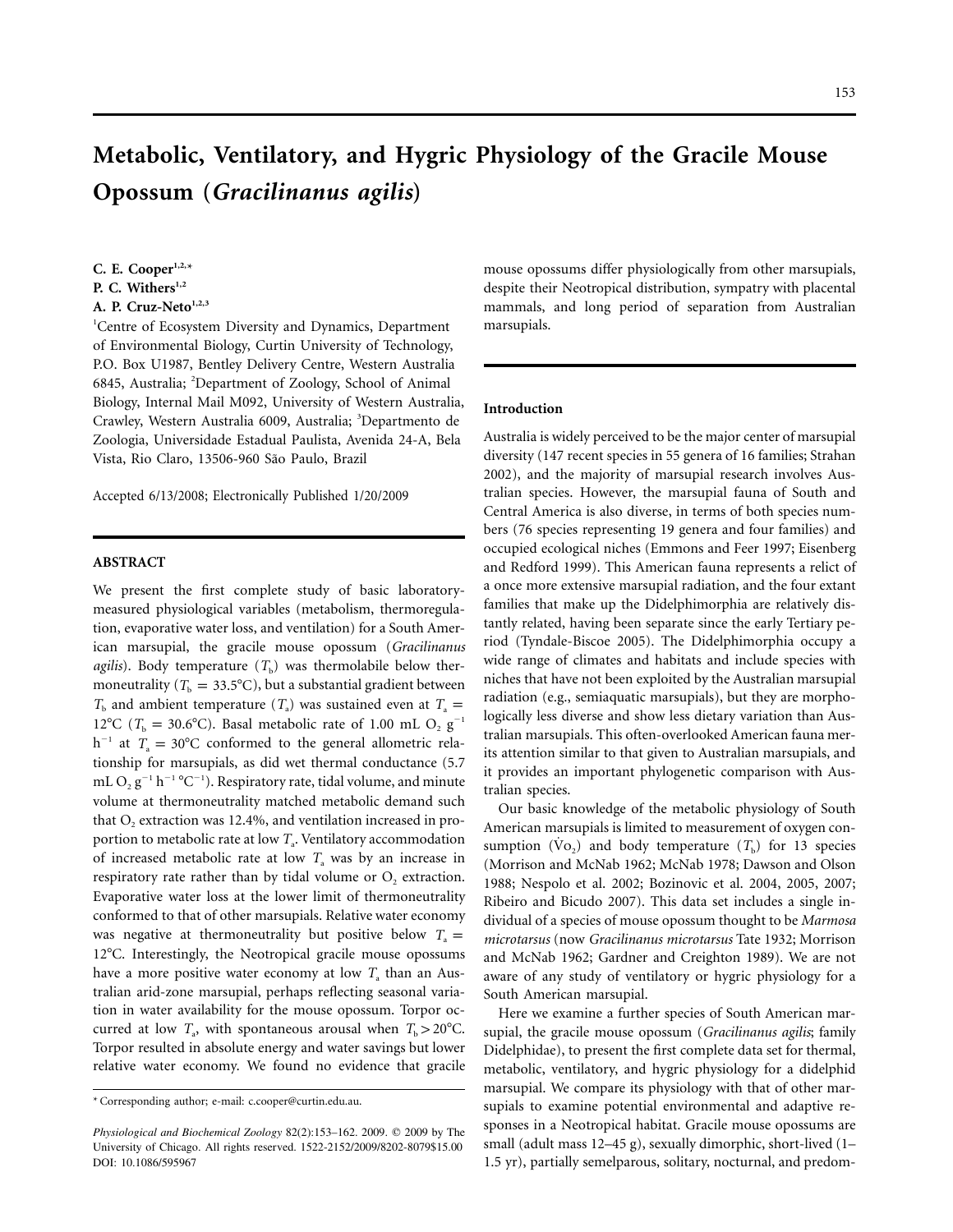# Metabolic, Ventilatory, and Hygric Physiology of the Gracile Mouse Opossum (*Gracilinanus agilis*)

**C. E. Cooper**[1,2,*]
**P. C. Withers**[1,2]
**A. P. Cruz-Neto**[1,2,3]

[1]Centre of Ecosystem Diversity and Dynamics, Department of Environmental Biology, Curtin University of Technology, P.O. Box U1987, Bentley Delivery Centre, Western Australia 6845, Australia; [2]Department of Zoology, School of Animal Biology, Internal Mail M092, University of Western Australia, Crawley, Western Australia 6009, Australia; [3]Departmento de Zoologia, Universidade Estadual Paulista, Avenida 24-A, Bela Vista, Rio Claro, 13506-960 São Paulo, Brazil

Accepted 6/13/2008; Electronically Published 1/20/2009

## ABSTRACT

We present the first complete study of basic laboratory-measured physiological variables (metabolism, thermoregulation, evaporative water loss, and ventilation) for a South American marsupial, the gracile mouse opossum (*Gracilinanus agilis*). Body temperature ($T_b$) was thermolabile below thermoneutrality ($T_b$ = 33.5°C), but a substantial gradient between $T_b$ and ambient temperature ($T_a$) was sustained even at $T_a$ = 12°C ($T_b$ = 30.6°C). Basal metabolic rate of 1.00 mL $O_2$ $g^{-1}$ $h^{-1}$ at $T_a$ = 30°C conformed to the general allometric relationship for marsupials, as did wet thermal conductance (5.7 mL $O_2$ $g^{-1}$ $h^{-1}$ °$C^{-1}$). Respiratory rate, tidal volume, and minute volume at thermoneutrality matched metabolic demand such that $O_2$ extraction was 12.4%, and ventilation increased in proportion to metabolic rate at low $T_a$. Ventilatory accommodation of increased metabolic rate at low $T_a$ was by an increase in respiratory rate rather than by tidal volume or $O_2$ extraction. Evaporative water loss at the lower limit of thermoneutrality conformed to that of other marsupials. Relative water economy was negative at thermoneutrality but positive below $T_a$ = 12°C. Interestingly, the Neotropical gracile mouse opossums have a more positive water economy at low $T_a$ than an Australian arid-zone marsupial, perhaps reflecting seasonal variation in water availability for the mouse opossum. Torpor occurred at low $T_a$, with spontaneous arousal when $T_b$ > 20°C. Torpor resulted in absolute energy and water savings but lower relative water economy. We found no evidence that gracile mouse opossums differ physiologically from other marsupials, despite their Neotropical distribution, sympatry with placental mammals, and long period of separation from Australian marsupials.

## Introduction

Australia is widely perceived to be the major center of marsupial diversity (147 recent species in 55 genera of 16 families; Strahan 2002), and the majority of marsupial research involves Australian species. However, the marsupial fauna of South and Central America is also diverse, in terms of both species numbers (76 species representing 19 genera and four families) and occupied ecological niches (Emmons and Feer 1997; Eisenberg and Redford 1999). This American fauna represents a relict of a once more extensive marsupial radiation, and the four extant families that make up the Didelphimorphia are relatively distantly related, having been separate since the early Tertiary period (Tyndale-Biscoe 2005). The Didelphimorphia occupy a wide range of climates and habitats and include species with niches that have not been exploited by the Australian marsupial radiation (e.g., semiaquatic marsupials), but they are morphologically less diverse and show less dietary variation than Australian marsupials. This often-overlooked American fauna merits its attention similar to that given to Australian marsupials, and it provides an important phylogenetic comparison with Australian species.

Our basic knowledge of the metabolic physiology of South American marsupials is limited to measurement of oxygen consumption ($\dot{V}o_2$) and body temperature ($T_b$) for 13 species (Morrison and McNab 1962; McNab 1978; Dawson and Olson 1988; Nespolo et al. 2002; Bozinovic et al. 2004, 2005, 2007; Ribeiro and Bicudo 2007). This data set includes a single individual of a species of mouse opossum thought to be *Marmosa microtarsus* (now *Gracilinanus microtarsus* Tate 1932; Morrison and McNab 1962; Gardner and Creighton 1989). We are not aware of any study of ventilatory or hygric physiology for a South American marsupial.

Here we examine a further species of South American marsupial, the gracile mouse opossum (*Gracilinanus agilis*; family Didelphidae), to present the first complete data set for thermal, metabolic, ventilatory, and hygric physiology for a didelphid marsupial. We compare its physiology with that of other marsupials to examine potential environmental and adaptive responses in a Neotropical habitat. Gracile mouse opossums are small (adult mass 12–45 g), sexually dimorphic, short-lived (1–1.5 yr), partially semelparous, solitary, nocturnal, and predom-

* Corresponding author; e-mail: c.cooper@curtin.edu.au.

*Physiological and Biochemical Zoology* 82(2):153–162. 2009. © 2009 by The University of Chicago. All rights reserved. 1522-2152/2009/8202-8079$15.00
DOI: 10.1086/595967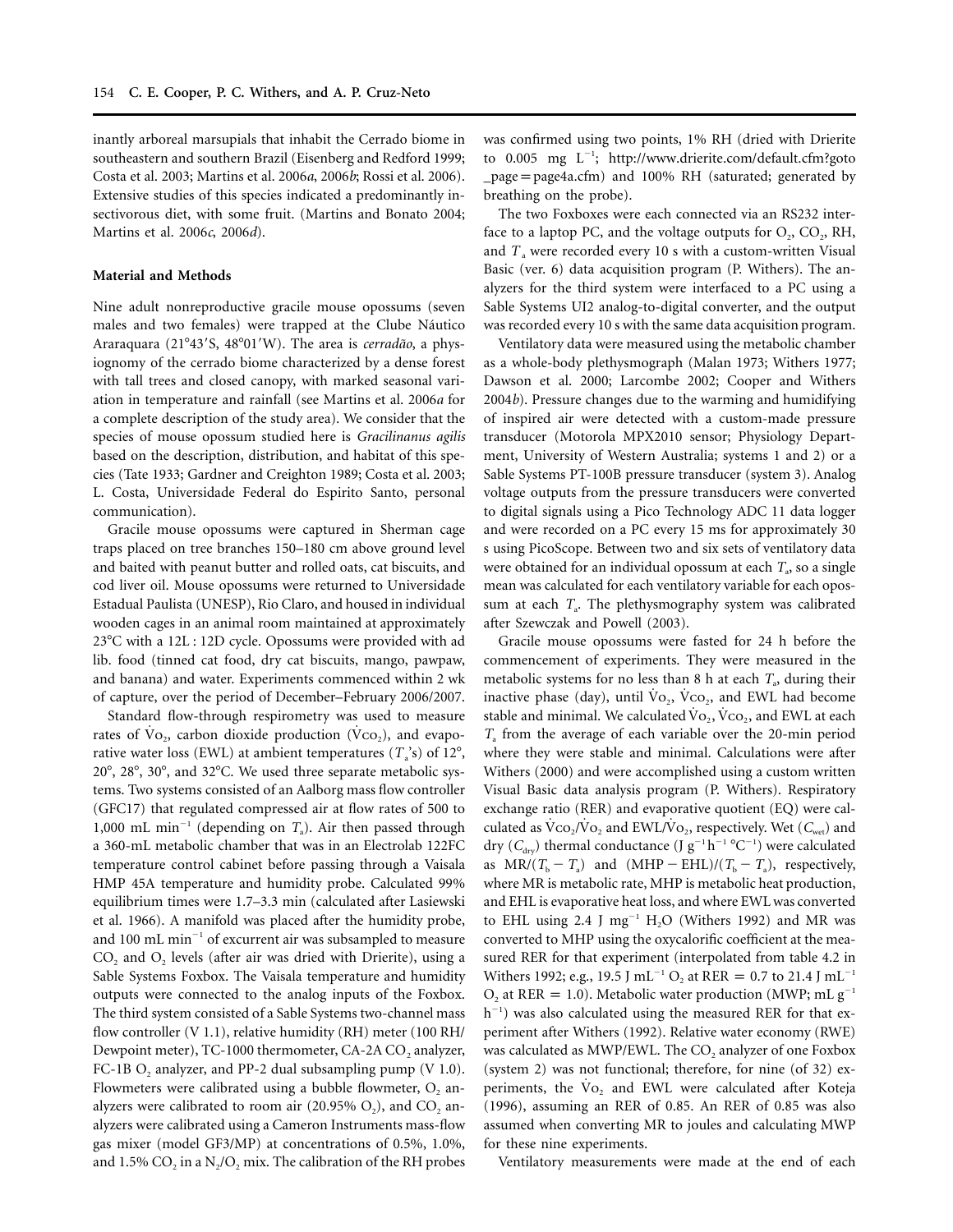inantly arboreal marsupials that inhabit the Cerrado biome in southeastern and southern Brazil (Eisenberg and Redford 1999; Costa et al. 2003; Martins et al. 2006*a*, 2006*b*; Rossi et al. 2006). Extensive studies of this species indicated a predominantly insectivorous diet, with some fruit. (Martins and Bonato 2004; Martins et al. 2006*c*, 2006*d*).

## Material and Methods

Nine adult nonreproductive gracile mouse opossums (seven males and two females) were trapped at the Clube Náutico Araraquara (21°43′S, 48°01′W). The area is *cerradão*, a physiognomy of the cerrado biome characterized by a dense forest with tall trees and closed canopy, with marked seasonal variation in temperature and rainfall (see Martins et al. 2006*a* for a complete description of the study area). We consider that the species of mouse opossum studied here is *Gracilinanus agilis* based on the description, distribution, and habitat of this species (Tate 1933; Gardner and Creighton 1989; Costa et al. 2003; L. Costa, Universidade Federal do Espirito Santo, personal communication).

Gracile mouse opossums were captured in Sherman cage traps placed on tree branches 150–180 cm above ground level and baited with peanut butter and rolled oats, cat biscuits, and cod liver oil. Mouse opossums were returned to Universidade Estadual Paulista (UNESP), Rio Claro, and housed in individual wooden cages in an animal room maintained at approximately 23°C with a 12L : 12D cycle. Opossums were provided with ad lib. food (tinned cat food, dry cat biscuits, mango, pawpaw, and banana) and water. Experiments commenced within 2 wk of capture, over the period of December–February 2006/2007.

Standard flow-through respirometry was used to measure rates of $\dot{V}O_2$, carbon dioxide production ($\dot{V}CO_2$), and evaporative water loss (EWL) at ambient temperatures ($T_a$'s) of 12°, 20°, 28°, 30°, and 32°C. We used three separate metabolic systems. Two systems consisted of an Aalborg mass flow controller (GFC17) that regulated compressed air at flow rates of 500 to 1,000 mL $min^{-1}$ (depending on $T_a$). Air then passed through a 360-mL metabolic chamber that was in an Electrolab 122FC temperature control cabinet before passing through a Vaisala HMP 45A temperature and humidity probe. Calculated 99% equilibrium times were 1.7–3.3 min (calculated after Lasiewski et al. 1966). A manifold was placed after the humidity probe, and 100 mL $min^{-1}$ of excurrent air was subsampled to measure $CO_2$ and $O_2$ levels (after air was dried with Drierite), using a Sable Systems Foxbox. The Vaisala temperature and humidity outputs were connected to the analog inputs of the Foxbox. The third system consisted of a Sable Systems two-channel mass flow controller (V 1.1), relative humidity (RH) meter (100 RH/Dewpoint meter), TC-1000 thermometer, CA-2A $CO_2$ analyzer, FC-1B $O_2$ analyzer, and PP-2 dual subsampling pump (V 1.0). Flowmeters were calibrated using a bubble flowmeter, $O_2$ analyzers were calibrated to room air (20.95% $O_2$), and $CO_2$ analyzers were calibrated using a Cameron Instruments mass-flow gas mixer (model GF3/MP) at concentrations of 0.5%, 1.0%, and 1.5% $CO_2$ in a $N_2/O_2$ mix. The calibration of the RH probes was confirmed using two points, 1% RH (dried with Drierite to 0.005 mg $L^{-1}$; http://www.drierite.com/default.cfm?goto_page=page4a.cfm) and 100% RH (saturated; generated by breathing on the probe).

The two Foxboxes were each connected via an RS232 interface to a laptop PC, and the voltage outputs for $O_2$, $CO_2$, RH, and $T_a$ were recorded every 10 s with a custom-written Visual Basic (ver. 6) data acquisition program (P. Withers). The analyzers for the third system were interfaced to a PC using a Sable Systems UI2 analog-to-digital converter, and the output was recorded every 10 s with the same data acquisition program.

Ventilatory data were measured using the metabolic chamber as a whole-body plethysmograph (Malan 1973; Withers 1977; Dawson et al. 2000; Larcombe 2002; Cooper and Withers 2004*b*). Pressure changes due to the warming and humidifying of inspired air were detected with a custom-made pressure transducer (Motorola MPX2010 sensor; Physiology Department, University of Western Australia; systems 1 and 2) or a Sable Systems PT-100B pressure transducer (system 3). Analog voltage outputs from the pressure transducers were converted to digital signals using a Pico Technology ADC 11 data logger and were recorded on a PC every 15 ms for approximately 30 s using PicoScope. Between two and six sets of ventilatory data were obtained for an individual opossum at each $T_a$, so a single mean was calculated for each ventilatory variable for each opossum at each $T_a$. The plethysmography system was calibrated after Szewczak and Powell (2003).

Gracile mouse opossums were fasted for 24 h before the commencement of experiments. They were measured in the metabolic systems for no less than 8 h at each $T_a$, during their inactive phase (day), until $\dot{V}O_2$, $\dot{V}CO_2$, and EWL had become stable and minimal. We calculated $\dot{V}O_2$, $\dot{V}CO_2$, and EWL at each $T_a$ from the average of each variable over the 20-min period where they were stable and minimal. Calculations were after Withers (2000) and were accomplished using a custom written Visual Basic data analysis program (P. Withers). Respiratory exchange ratio (RER) and evaporative quotient (EQ) were calculated as $\dot{V}CO_2/\dot{V}O_2$ and EWL/$\dot{V}O_2$, respectively. Wet ($C_{wet}$) and dry ($C_{dry}$) thermal conductance (J $g^{-1}$ $h^{-1}$ $°C^{-1}$) were calculated as $MR/(T_b - T_a)$ and $(MHP - EHL)/(T_b - T_a)$, respectively, where MR is metabolic rate, MHP is metabolic heat production, and EHL is evaporative heat loss, and where EWL was converted to EHL using 2.4 J $mg^{-1}$ $H_2O$ (Withers 1992) and MR was converted to MHP using the oxycalorific coefficient at the measured RER for that experiment (interpolated from table 4.2 in Withers 1992; e.g., 19.5 J $mL^{-1}$ $O_2$ at RER = 0.7 to 21.4 J $mL^{-1}$ $O_2$ at RER = 1.0). Metabolic water production (MWP; mL $g^{-1}$ $h^{-1}$) was also calculated using the measured RER for that experiment after Withers (1992). Relative water economy (RWE) was calculated as MWP/EWL. The $CO_2$ analyzer of one Foxbox (system 2) was not functional; therefore, for nine (of 32) experiments, the $\dot{V}O_2$ and EWL were calculated after Koteja (1996), assuming an RER of 0.85. An RER of 0.85 was also assumed when converting MR to joules and calculating MWP for these nine experiments.

Ventilatory measurements were made at the end of each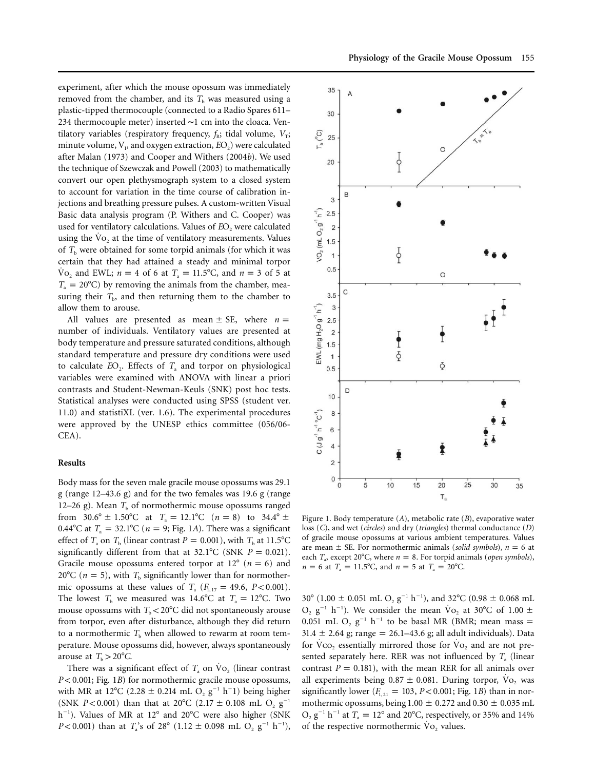experiment, after which the mouse opossum was immediately removed from the chamber, and its $T_b$ was measured using a plastic-tipped thermocouple (connected to a Radio Spares 611–234 thermocouple meter) inserted ~1 cm into the cloaca. Ventilatory variables (respiratory frequency, $f_R$; tidal volume, $V_T$; minute volume, $V_I$, and oxygen extraction, $EO_2$) were calculated after Malan (1973) and Cooper and Withers (2004*b*). We used the technique of Szewczak and Powell (2003) to mathematically convert our open plethysmograph system to a closed system to account for variation in the time course of calibration injections and breathing pressure pulses. A custom-written Visual Basic data analysis program (P. Withers and C. Cooper) was used for ventilatory calculations. Values of $EO_2$ were calculated using the $\dot{V}O_2$ at the time of ventilatory measurements. Values of $T_b$ were obtained for some torpid animals (for which it was certain that they had attained a steady and minimal torpor $\dot{V}O_2$ and EWL; $n = 4$ of 6 at $T_a = 11.5°C$, and $n = 3$ of 5 at $T_a = 20°C$) by removing the animals from the chamber, measuring their $T_b$, and then returning them to the chamber to allow them to arouse.

All values are presented as mean ± SE, where $n$ = number of individuals. Ventilatory values are presented at body temperature and pressure saturated conditions, although standard temperature and pressure dry conditions were used to calculate $EO_2$. Effects of $T_a$ and torpor on physiological variables were examined with ANOVA with linear a priori contrasts and Student-Newman-Keuls (SNK) post hoc tests. Statistical analyses were conducted using SPSS (student ver. 11.0) and statistiXL (ver. 1.6). The experimental procedures were approved by the UNESP ethics committee (056/06-CEA).

## Results

Body mass for the seven male gracile mouse opossums was 29.1 g (range 12–43.6 g) and for the two females was 19.6 g (range 12–26 g). Mean $T_b$ of normothermic mouse opossums ranged from 30.6° ± 1.50°C at $T_a = 12.1°C$ ($n = 8$) to 34.4° ± 0.44°C at $T_a = 32.1°C$ ($n = 9$; Fig. 1*A*). There was a significant effect of $T_a$ on $T_b$ (linear contrast $P = 0.001$), with $T_b$ at 11.5°C significantly different from that at 32.1°C (SNK $P = 0.021$). Gracile mouse opossums entered torpor at 12° ($n = 6$) and 20°C ($n = 5$), with $T_b$ significantly lower than for normothermic opossums at these values of $T_a$ ($F_{1,17} = 49.6$, $P < 0.001$). The lowest $T_b$ we measured was 14.6°C at $T_a = 12°C$. Two mouse opossums with $T_b < 20°C$ did not spontaneously arouse from torpor, even after disturbance, although they did return to a normothermic $T_b$ when allowed to rewarm at room temperature. Mouse opossums did, however, always spontaneously arouse at $T_b > 20°C$.

There was a significant effect of $T_a$ on $\dot{V}O_2$ (linear contrast $P < 0.001$; Fig. 1*B*) for normothermic gracile mouse opossums, with MR at 12°C (2.28 ± 0.214 mL $O_2$ $g^{-1}$ $h^{-1}$) being higher (SNK $P < 0.001$) than that at 20°C (2.17 ± 0.108 mL $O_2$ $g^{-1}$ $h^{-1}$). Values of MR at 12° and 20°C were also higher (SNK $P < 0.001$) than at $T_a$'s of 28° (1.12 ± 0.098 mL $O_2$ $g^{-1}$ $h^{-1}$), 30° (1.00 ± 0.051 mL $O_2$ $g^{-1}$ $h^{-1}$), and 32°C (0.98 ± 0.068 mL $O_2$ $g^{-1}$ $h^{-1}$). We consider the mean $\dot{V}O_2$ at 30°C of 1.00 ± 0.051 mL $O_2$ $g^{-1}$ $h^{-1}$ to be basal MR (BMR; mean mass = 31.4 ± 2.64 g; range = 26.1–43.6 g; all adult individuals). Data for $\dot{V}CO_2$ essentially mirrored those for $\dot{V}O_2$ and are not presented separately here. RER was not influenced by $T_a$ (linear contrast $P = 0.181$), with the mean RER for all animals over all experiments being 0.87 ± 0.081. During torpor, $\dot{V}O_2$ was significantly lower ($F_{1,21} = 103$, $P < 0.001$; Fig. 1*B*) than in normothermic opossums, being 1.00 ± 0.272 and 0.30 ± 0.035 mL $O_2$ $g^{-1}$ $h^{-1}$ at $T_a = 12°$ and 20°C, respectively, or 35% and 14% of the respective normothermic $\dot{V}O_2$ values.

Figure 1. Body temperature (*A*), metabolic rate (*B*), evaporative water loss (*C*), and wet (*circles*) and dry (*triangles*) thermal conductance (*D*) of gracile mouse opossums at various ambient temperatures. Values are mean ± SE. For normothermic animals (*solid symbols*), $n = 6$ at each $T_a$, except 20°C, where $n = 8$. For torpid animals (*open symbols*), $n = 6$ at $T_a = 11.5°C$, and $n = 5$ at $T_a = 20°C$.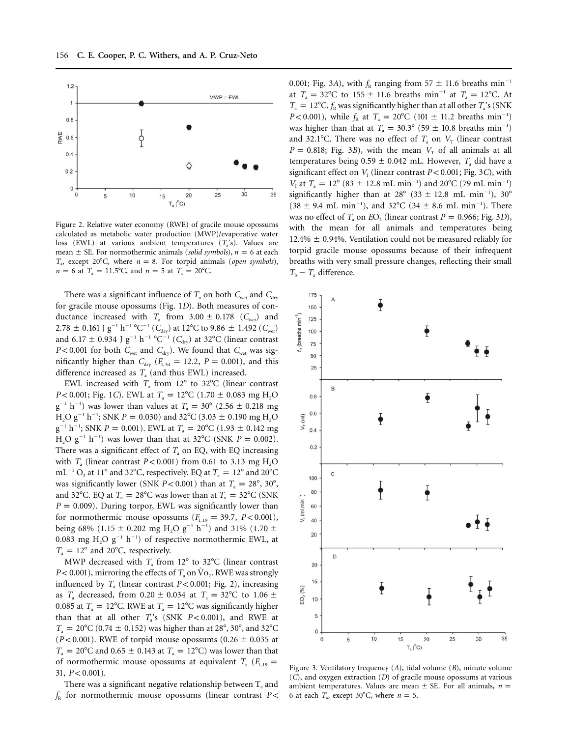Figure 2. Relative water economy (RWE) of gracile mouse opossums calculated as metabolic water production (MWP)/evaporative water loss (EWL) at various ambient temperatures ($T_a$'s). Values are mean ± SE. For normothermic animals (*solid symbols*), $n = 6$ at each $T_a$, except 20°C, where $n = 8$. For torpid animals (*open symbols*), $n = 6$ at $T_a = 11.5$°C, and $n = 5$ at $T_a = 20$°C.

There was a significant influence of $T_a$ on both $C_{wet}$ and $C_{dry}$ for gracile mouse opossums (Fig. 1*D*). Both measures of conductance increased with $T_a$ from 3.00 ± 0.178 ($C_{wet}$) and 2.78 ± 0.161 J $g^{-1}$ $h^{-1}$ °$C^{-1}$ ($C_{dry}$) at 12°C to 9.86 ± 1.492 ($C_{wet}$) and 6.17 ± 0.934 J $g^{-1}$ $h^{-1}$ °$C^{-1}$ ($C_{dry}$) at 32°C (linear contrast $P < 0.001$ for both $C_{wet}$ and $C_{dry}$). We found that $C_{wet}$ was significantly higher than $C_{dry}$ ($F_{1,54} = 12.2$, $P = 0.001$), and this difference increased as $T_a$ (and thus EWL) increased.

EWL increased with $T_a$ from 12° to 32°C (linear contrast $P < 0.001$; Fig. 1*C*). EWL at $T_a = 12$°C (1.70 ± 0.083 mg $H_2O$ $g^{-1}$ $h^{-1}$) was lower than values at $T_a = 30$° (2.56 ± 0.218 mg $H_2O$ $g^{-1}$ $h^{-1}$; SNK $P = 0.030$) and 32°C (3.03 ± 0.190 mg $H_2O$ $g^{-1}$ $h^{-1}$; SNK $P = 0.001$). EWL at $T_a = 20$°C (1.93 ± 0.142 mg $H_2O$ $g^{-1}$ $h^{-1}$) was lower than that at 32°C (SNK $P = 0.002$). There was a significant effect of $T_a$ on EQ, with EQ increasing with $T_a$ (linear contrast $P < 0.001$) from 0.61 to 3.13 mg $H_2O$ $mL^{-1}$ $O_2$ at 11° and 32°C, respectively. EQ at $T_a = 12$° and 20°C was significantly lower (SNK $P < 0.001$) than at $T_a = 28$°, 30°, and 32°C. EQ at $T_a = 28$°C was lower than at $T_a = 32$°C (SNK $P = 0.009$). During torpor, EWL was significantly lower than for normothermic mouse opossums ($F_{1,19} = 39.7$, $P < 0.001$), being 68% (1.15 ± 0.202 mg $H_2O$ $g^{-1}$ $h^{-1}$) and 31% (1.70 ± 0.083 mg $H_2O$ $g^{-1}$ $h^{-1}$) of respective normothermic EWL, at $T_a = 12$° and 20°C, respectively.

MWP decreased with $T_a$ from 12° to 32°C (linear contrast $P < 0.001$), mirroring the effects of $T_a$ on $\dot{V}O_2$. RWE was strongly influenced by $T_a$ (linear contrast $P < 0.001$; Fig. 2), increasing as $T_a$ decreased, from 0.20 ± 0.034 at $T_a = 32$°C to 1.06 ± 0.085 at $T_a = 12$°C. RWE at $T_a = 12$°C was significantly higher than that at all other $T_a$'s (SNK $P < 0.001$), and RWE at $T_a = 20$°C (0.74 ± 0.152) was higher than at 28°, 30°, and 32°C ($P < 0.001$). RWE of torpid mouse opossums (0.26 ± 0.035 at $T_a = 20$°C and 0.65 ± 0.143 at $T_a = 12$°C) was lower than that of normothermic mouse opossums at equivalent $T_a$ ($F_{1,19} = 31$, $P < 0.001$).

There was a significant negative relationship between $T_a$ and $f_R$ for normothermic mouse opossums (linear contrast $P < 0.001$; Fig. 3*A*), with $f_R$ ranging from 57 ± 11.6 breaths $min^{-1}$ at $T_a = 32$°C to 155 ± 11.6 breaths $min^{-1}$ at $T_a = 12$°C. At $T_a = 12$°C, $f_R$ was significantly higher than at all other $T_a$'s (SNK $P < 0.001$), while $f_R$ at $T_a = 20$°C (101 ± 11.2 breaths $min^{-1}$) was higher than that at $T_a = 30.3$° (59 ± 10.8 breaths $min^{-1}$) and 32.1°C. There was no effect of $T_a$ on $V_T$ (linear contrast $P = 0.818$; Fig. 3*B*), with the mean $V_T$ of all animals at all temperatures being 0.59 ± 0.042 mL. However, $T_a$ did have a significant effect on $V_I$ (linear contrast $P < 0.001$; Fig. 3*C*), with $V_I$ at $T_a = 12$° (83 ± 12.8 mL $min^{-1}$) and 20°C (79 mL $min^{-1}$) significantly higher than at 28° (33 ± 12.8 mL $min^{-1}$), 30° (38 ± 9.4 mL $min^{-1}$), and 32°C (34 ± 8.6 mL $min^{-1}$). There was no effect of $T_a$ on $EO_2$ (linear contrast $P = 0.966$; Fig. 3*D*), with the mean for all animals and temperatures being 12.4% ± 0.94%. Ventilation could not be measured reliably for torpid gracile mouse opossums because of their infrequent breaths with very small pressure changes, reflecting their small $T_b - T_a$ difference.

Figure 3. Ventilatory frequency (*A*), tidal volume (*B*), minute volume (*C*), and oxygen extraction (*D*) of gracile mouse opossums at various ambient temperatures. Values are mean ± SE. For all animals, $n = 6$ at each $T_a$, except 30°C, where $n = 5$.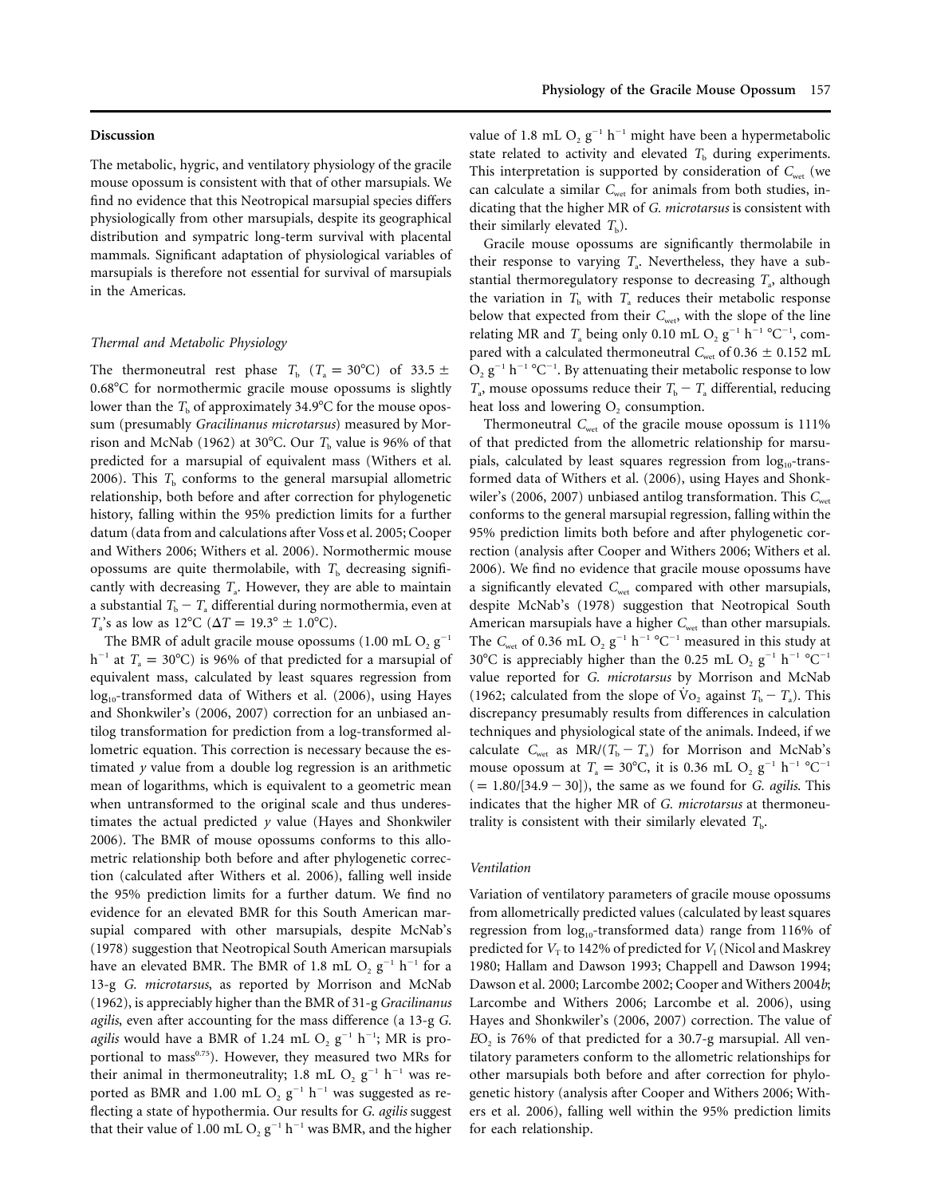## Discussion

The metabolic, hygric, and ventilatory physiology of the gracile mouse opossum is consistent with that of other marsupials. We find no evidence that this Neotropical marsupial species differs physiologically from other marsupials, despite its geographical distribution and sympatric long-term survival with placental mammals. Significant adaptation of physiological variables of marsupials is therefore not essential for survival of marsupials in the Americas.

### *Thermal and Metabolic Physiology*

The thermoneutral rest phase $T_b$ ($T_a = 30°C$) of $33.5 \pm 0.68°C$ for normothermic gracile mouse opossums is slightly lower than the $T_b$ of approximately 34.9°C for the mouse opossum (presumably *Gracilinanus microtarsus*) measured by Morrison and McNab (1962) at 30°C. Our $T_b$ value is 96% of that predicted for a marsupial of equivalent mass (Withers et al. 2006). This $T_b$ conforms to the general marsupial allometric relationship, both before and after correction for phylogenetic history, falling within the 95% prediction limits for a further datum (data from and calculations after Voss et al. 2005; Cooper and Withers 2006; Withers et al. 2006). Normothermic mouse opossums are quite thermolabile, with $T_b$ decreasing significantly with decreasing $T_a$. However, they are able to maintain a substantial $T_b - T_a$ differential during normothermia, even at $T_a$'s as low as 12°C ($\Delta T = 19.3° \pm 1.0°C$).

The BMR of adult gracile mouse opossums (1.00 mL $O_2$ $g^{-1}$ $h^{-1}$ at $T_a = 30°C$) is 96% of that predicted for a marsupial of equivalent mass, calculated by least squares regression from $\log_{10}$-transformed data of Withers et al. (2006), using Hayes and Shonkwiler's (2006, 2007) correction for an unbiased antilog transformation for prediction from a log-transformed allometric equation. This correction is necessary because the estimated *y* value from a double log regression is an arithmetic mean of logarithms, which is equivalent to a geometric mean when untransformed to the original scale and thus underestimates the actual predicted *y* value (Hayes and Shonkwiler 2006). The BMR of mouse opossums conforms to this allometric relationship both before and after phylogenetic correction (calculated after Withers et al. 2006), falling well inside the 95% prediction limits for a further datum. We find no evidence for an elevated BMR for this South American marsupial compared with other marsupials, despite McNab's (1978) suggestion that Neotropical South American marsupials have an elevated BMR. The BMR of 1.8 mL $O_2$ $g^{-1}$ $h^{-1}$ for a 13-g *G. microtarsus*, as reported by Morrison and McNab (1962), is appreciably higher than the BMR of 31-g *Gracilinanus agilis*, even after accounting for the mass difference (a 13-g *G. agilis* would have a BMR of 1.24 mL $O_2$ $g^{-1}$ $h^{-1}$; MR is proportional to mass$^{0.75}$). However, they measured two MRs for their animal in thermoneutrality; 1.8 mL $O_2$ $g^{-1}$ $h^{-1}$ was reported as BMR and 1.00 mL $O_2$ $g^{-1}$ $h^{-1}$ was suggested as reflecting a state of hypothermia. Our results for *G. agilis* suggest that their value of 1.00 mL $O_2$ $g^{-1}$ $h^{-1}$ was BMR, and the higher value of 1.8 mL $O_2$ $g^{-1}$ $h^{-1}$ might have been a hypermetabolic state related to activity and elevated $T_b$ during experiments. This interpretation is supported by consideration of $C_{wet}$ (we can calculate a similar $C_{wet}$ for animals from both studies, indicating that the higher MR of *G. microtarsus* is consistent with their similarly elevated $T_b$).

Gracile mouse opossums are significantly thermolabile in their response to varying $T_a$. Nevertheless, they have a substantial thermoregulatory response to decreasing $T_a$, although the variation in $T_b$ with $T_a$ reduces their metabolic response below that expected from their $C_{wet}$, with the slope of the line relating MR and $T_a$ being only 0.10 mL $O_2$ $g^{-1}$ $h^{-1}$ $°C^{-1}$, compared with a calculated thermoneutral $C_{wet}$ of $0.36 \pm 0.152$ mL $O_2$ $g^{-1}$ $h^{-1}$ $°C^{-1}$. By attenuating their metabolic response to low $T_a$, mouse opossums reduce their $T_b - T_a$ differential, reducing heat loss and lowering $O_2$ consumption.

Thermoneutral $C_{wet}$ of the gracile mouse opossum is 111% of that predicted from the allometric relationship for marsupials, calculated by least squares regression from $\log_{10}$-transformed data of Withers et al. (2006), using Hayes and Shonkwiler's (2006, 2007) unbiased antilog transformation. This $C_{wet}$ conforms to the general marsupial regression, falling within the 95% prediction limits both before and after phylogenetic correction (analysis after Cooper and Withers 2006; Withers et al. 2006). We find no evidence that gracile mouse opossums have a significantly elevated $C_{wet}$ compared with other marsupials, despite McNab's (1978) suggestion that Neotropical South American marsupials have a higher $C_{wet}$ than other marsupials. The $C_{wet}$ of 0.36 mL $O_2$ $g^{-1}$ $h^{-1}$ $°C^{-1}$ measured in this study at 30°C is appreciably higher than the 0.25 mL $O_2$ $g^{-1}$ $h^{-1}$ $°C^{-1}$ value reported for *G. microtarsus* by Morrison and McNab (1962; calculated from the slope of $\dot{V}o_2$ against $T_b - T_a$). This discrepancy presumably results from differences in calculation techniques and physiological state of the animals. Indeed, if we calculate $C_{wet}$ as MR/($T_b - T_a$) for Morrison and McNab's mouse opossum at $T_a = 30°C$, it is 0.36 mL $O_2$ $g^{-1}$ $h^{-1}$ $°C^{-1}$ ($= 1.80/[34.9 - 30]$), the same as we found for *G. agilis*. This indicates that the higher MR of *G. microtarsus* at thermoneutrality is consistent with their similarly elevated $T_b$.

### *Ventilation*

Variation of ventilatory parameters of gracile mouse opossums from allometrically predicted values (calculated by least squares regression from $\log_{10}$-transformed data) range from 116% of predicted for $V_T$ to 142% of predicted for $V_I$ (Nicol and Maskrey 1980; Hallam and Dawson 1993; Chappell and Dawson 1994; Dawson et al. 2000; Larcombe 2002; Cooper and Withers 2004*b*; Larcombe and Withers 2006; Larcombe et al. 2006), using Hayes and Shonkwiler's (2006, 2007) correction. The value of $EO_2$ is 76% of that predicted for a 30.7-g marsupial. All ventilatory parameters conform to the allometric relationships for other marsupials both before and after correction for phylogenetic history (analysis after Cooper and Withers 2006; Withers et al. 2006), falling well within the 95% prediction limits for each relationship.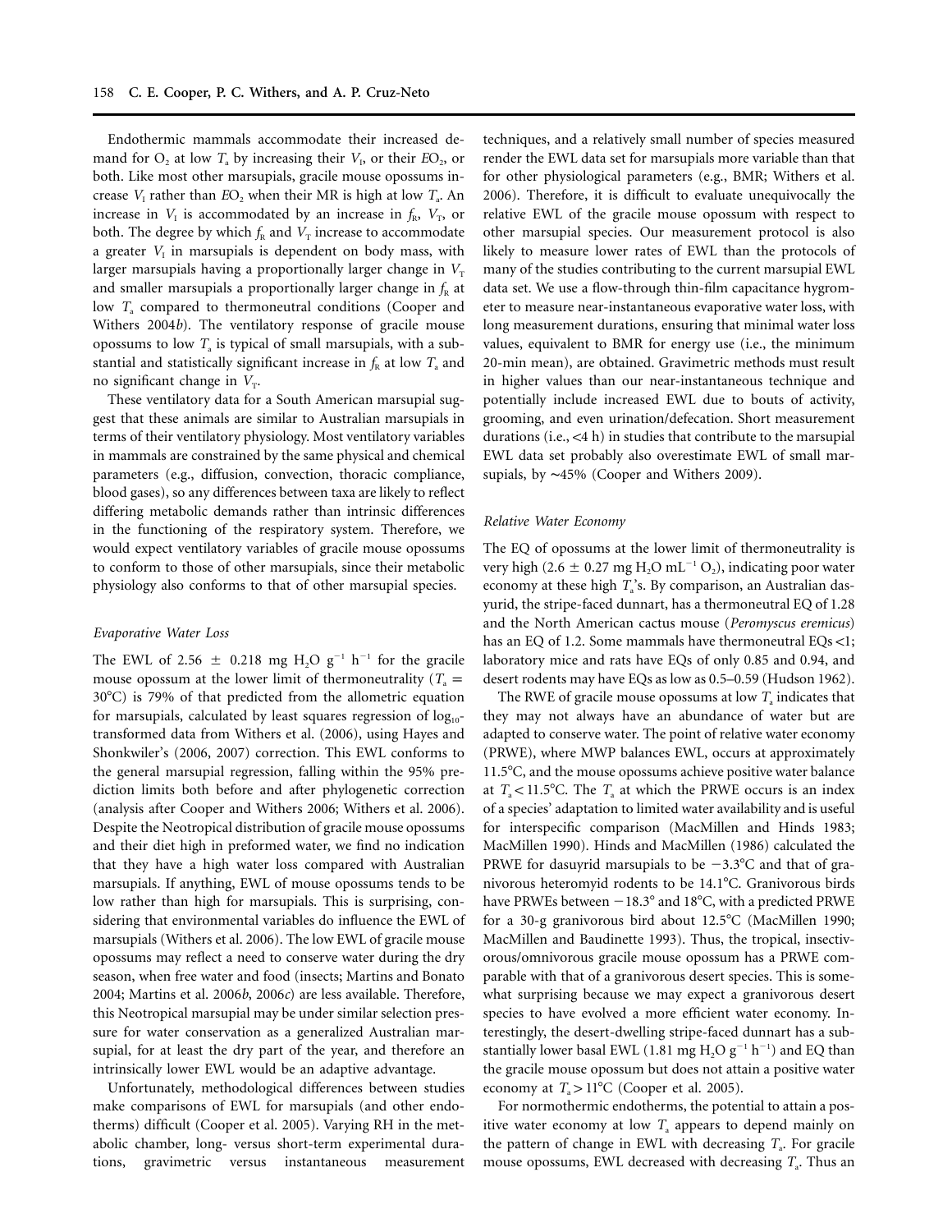Endothermic mammals accommodate their increased demand for $O_2$ at low $T_a$ by increasing their $V_I$, or their $EO_2$, or both. Like most other marsupials, gracile mouse opossums increase $V_I$ rather than $EO_2$ when their MR is high at low $T_a$. An increase in $V_I$ is accommodated by an increase in $f_R$, $V_T$, or both. The degree by which $f_R$ and $V_T$ increase to accommodate a greater $V_I$ in marsupials is dependent on body mass, with larger marsupials having a proportionally larger change in $V_T$ and smaller marsupials a proportionally larger change in $f_R$ at low $T_a$ compared to thermoneutral conditions (Cooper and Withers 2004*b*). The ventilatory response of gracile mouse opossums to low $T_a$ is typical of small marsupials, with a substantial and statistically significant increase in $f_R$ at low $T_a$ and no significant change in $V_T$.

These ventilatory data for a South American marsupial suggest that these animals are similar to Australian marsupials in terms of their ventilatory physiology. Most ventilatory variables in mammals are constrained by the same physical and chemical parameters (e.g., diffusion, convection, thoracic compliance, blood gases), so any differences between taxa are likely to reflect differing metabolic demands rather than intrinsic differences in the functioning of the respiratory system. Therefore, we would expect ventilatory variables of gracile mouse opossums to conform to those of other marsupials, since their metabolic physiology also conforms to that of other marsupial species.

### *Evaporative Water Loss*

The EWL of 2.56 ± 0.218 mg $H_2O$ $g^{-1}$ $h^{-1}$ for the gracile mouse opossum at the lower limit of thermoneutrality ($T_a$ = 30°C) is 79% of that predicted from the allometric equation for marsupials, calculated by least squares regression of $\log_{10}$-transformed data from Withers et al. (2006), using Hayes and Shonkwiler's (2006, 2007) correction. This EWL conforms to the general marsupial regression, falling within the 95% prediction limits both before and after phylogenetic correction (analysis after Cooper and Withers 2006; Withers et al. 2006). Despite the Neotropical distribution of gracile mouse opossums and their diet high in preformed water, we find no indication that they have a high water loss compared with Australian marsupials. If anything, EWL of mouse opossums tends to be low rather than high for marsupials. This is surprising, considering that environmental variables do influence the EWL of marsupials (Withers et al. 2006). The low EWL of gracile mouse opossums may reflect a need to conserve water during the dry season, when free water and food (insects; Martins and Bonato 2004; Martins et al. 2006*b*, 2006*c*) are less available. Therefore, this Neotropical marsupial may be under similar selection pressure for water conservation as a generalized Australian marsupial, for at least the dry part of the year, and therefore an intrinsically lower EWL would be an adaptive advantage.

Unfortunately, methodological differences between studies make comparisons of EWL for marsupials (and other endotherms) difficult (Cooper et al. 2005). Varying RH in the metabolic chamber, long- versus short-term experimental durations, gravimetric versus instantaneous measurement techniques, and a relatively small number of species measured render the EWL data set for marsupials more variable than that for other physiological parameters (e.g., BMR; Withers et al. 2006). Therefore, it is difficult to evaluate unequivocally the relative EWL of the gracile mouse opossum with respect to other marsupial species. Our measurement protocol is also likely to measure lower rates of EWL than the protocols of many of the studies contributing to the current marsupial EWL data set. We use a flow-through thin-film capacitance hygrometer to measure near-instantaneous evaporative water loss, with long measurement durations, ensuring that minimal water loss values, equivalent to BMR for energy use (i.e., the minimum 20-min mean), are obtained. Gravimetric methods must result in higher values than our near-instantaneous technique and potentially include increased EWL due to bouts of activity, grooming, and even urination/defecation. Short measurement durations (i.e., <4 h) in studies that contribute to the marsupial EWL data set probably also overestimate EWL of small marsupials, by ~45% (Cooper and Withers 2009).

### *Relative Water Economy*

The EQ of opossums at the lower limit of thermoneutrality is very high (2.6 ± 0.27 mg $H_2O$ $mL^{-1}$ $O_2$), indicating poor water economy at these high $T_a$'s. By comparison, an Australian dasyurid, the stripe-faced dunnart, has a thermoneutral EQ of 1.28 and the North American cactus mouse (*Peromyscus eremicus*) has an EQ of 1.2. Some mammals have thermoneutral EQs <1; laboratory mice and rats have EQs of only 0.85 and 0.94, and desert rodents may have EQs as low as 0.5–0.59 (Hudson 1962).

The RWE of gracile mouse opossums at low $T_a$ indicates that they may not always have an abundance of water but are adapted to conserve water. The point of relative water economy (PRWE), where MWP balances EWL, occurs at approximately 11.5°C, and the mouse opossums achieve positive water balance at $T_a$ < 11.5°C. The $T_a$ at which the PRWE occurs is an index of a species' adaptation to limited water availability and is useful for interspecific comparison (MacMillen and Hinds 1983; MacMillen 1990). Hinds and MacMillen (1986) calculated the PRWE for dasuyrid marsupials to be −3.3°C and that of granivorous heteromyid rodents to be 14.1°C. Granivorous birds have PRWEs between −18.3° and 18°C, with a predicted PRWE for a 30-g granivorous bird about 12.5°C (MacMillen 1990; MacMillen and Baudinette 1993). Thus, the tropical, insectivorous/omnivorous gracile mouse opossum has a PRWE comparable with that of a granivorous desert species. This is somewhat surprising because we may expect a granivorous desert species to have evolved a more efficient water economy. Interestingly, the desert-dwelling stripe-faced dunnart has a substantially lower basal EWL (1.81 mg $H_2O$ $g^{-1}$ $h^{-1}$) and EQ than the gracile mouse opossum but does not attain a positive water economy at $T_a$ > 11°C (Cooper et al. 2005).

For normothermic endotherms, the potential to attain a positive water economy at low $T_a$ appears to depend mainly on the pattern of change in EWL with decreasing $T_a$. For gracile mouse opossums, EWL decreased with decreasing $T_a$. Thus an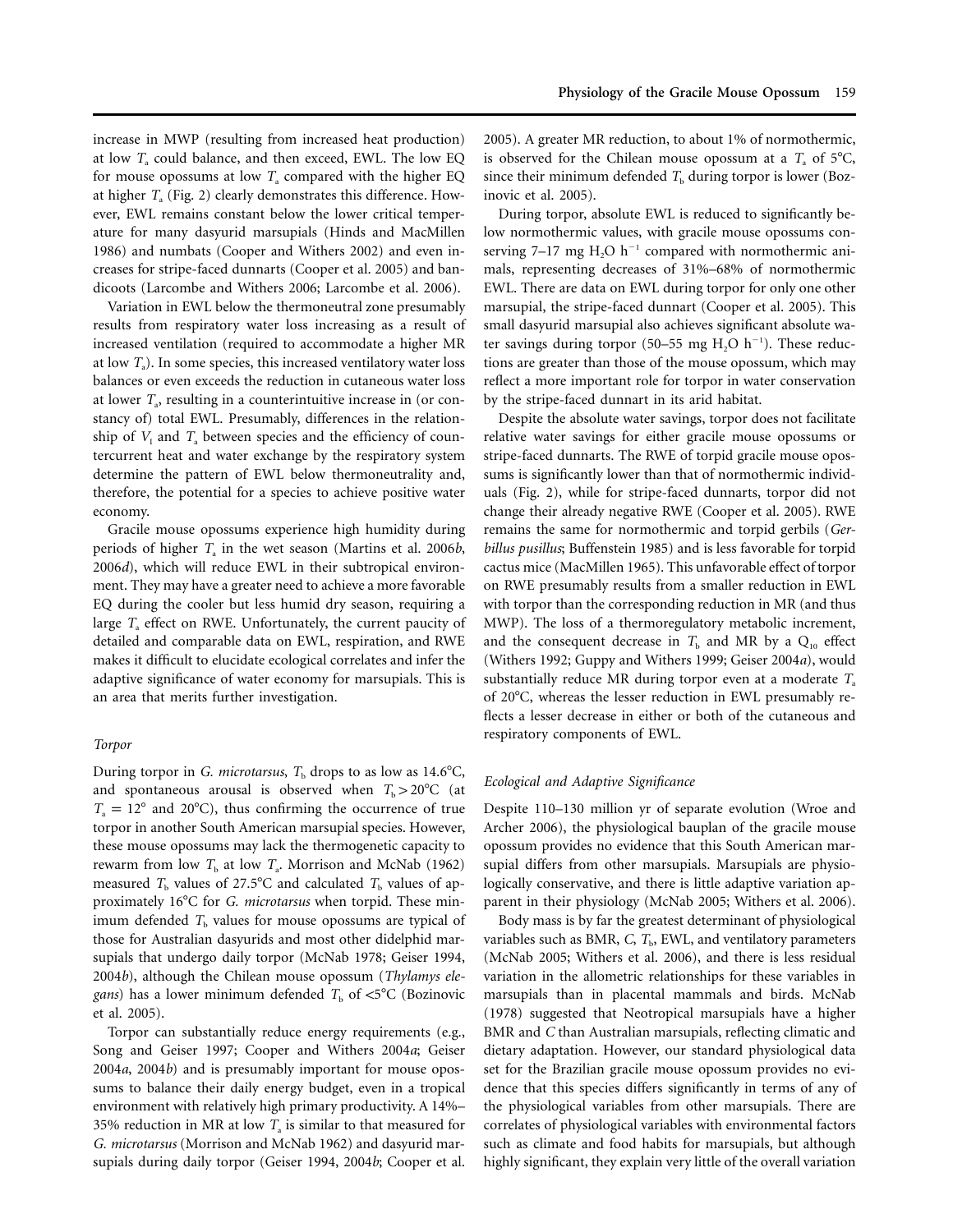increase in MWP (resulting from increased heat production) at low $T_a$ could balance, and then exceed, EWL. The low EQ for mouse opossums at low $T_a$ compared with the higher EQ at higher $T_a$ (Fig. 2) clearly demonstrates this difference. However, EWL remains constant below the lower critical temperature for many dasyurid marsupials (Hinds and MacMillen 1986) and numbats (Cooper and Withers 2002) and even increases for stripe-faced dunnarts (Cooper et al. 2005) and bandicoots (Larcombe and Withers 2006; Larcombe et al. 2006).

Variation in EWL below the thermoneutral zone presumably results from respiratory water loss increasing as a result of increased ventilation (required to accommodate a higher MR at low $T_a$). In some species, this increased ventilatory water loss balances or even exceeds the reduction in cutaneous water loss at lower $T_a$, resulting in a counterintuitive increase in (or constancy of) total EWL. Presumably, differences in the relationship of $V_I$ and $T_a$ between species and the efficiency of countercurrent heat and water exchange by the respiratory system determine the pattern of EWL below thermoneutrality and, therefore, the potential for a species to achieve positive water economy.

Gracile mouse opossums experience high humidity during periods of higher $T_a$ in the wet season (Martins et al. 2006*b*, 2006*d*), which will reduce EWL in their subtropical environment. They may have a greater need to achieve a more favorable EQ during the cooler but less humid dry season, requiring a large $T_a$ effect on RWE. Unfortunately, the current paucity of detailed and comparable data on EWL, respiration, and RWE makes it difficult to elucidate ecological correlates and infer the adaptive significance of water economy for marsupials. This is an area that merits further investigation.

### *Torpor*

During torpor in *G. microtarsus*, $T_b$ drops to as low as 14.6°C, and spontaneous arousal is observed when $T_b > 20$°C (at $T_a = 12$° and 20°C), thus confirming the occurrence of true torpor in another South American marsupial species. However, these mouse opossums may lack the thermogenetic capacity to rewarm from low $T_b$ at low $T_a$. Morrison and McNab (1962) measured $T_b$ values of 27.5°C and calculated $T_b$ values of approximately 16°C for *G. microtarsus* when torpid. These minimum defended $T_b$ values for mouse opossums are typical of those for Australian dasyurids and most other didelphid marsupials that undergo daily torpor (McNab 1978; Geiser 1994, 2004*b*), although the Chilean mouse opossum (*Thylamys elegans*) has a lower minimum defended $T_b$ of <5°C (Bozinovic et al. 2005).

Torpor can substantially reduce energy requirements (e.g., Song and Geiser 1997; Cooper and Withers 2004*a*; Geiser 2004*a*, 2004*b*) and is presumably important for mouse opossums to balance their daily energy budget, even in a tropical environment with relatively high primary productivity. A 14%–35% reduction in MR at low $T_a$ is similar to that measured for *G. microtarsus* (Morrison and McNab 1962) and dasyurid marsupials during daily torpor (Geiser 1994, 2004*b*; Cooper et al. 2005). A greater MR reduction, to about 1% of normothermic, is observed for the Chilean mouse opossum at a $T_a$ of 5°C, since their minimum defended $T_b$ during torpor is lower (Bozinovic et al. 2005).

During torpor, absolute EWL is reduced to significantly below normothermic values, with gracile mouse opossums conserving 7–17 mg $H_2O$ $h^{-1}$ compared with normothermic animals, representing decreases of 31%–68% of normothermic EWL. There are data on EWL during torpor for only one other marsupial, the stripe-faced dunnart (Cooper et al. 2005). This small dasyurid marsupial also achieves significant absolute water savings during torpor (50–55 mg $H_2O$ $h^{-1}$). These reductions are greater than those of the mouse opossum, which may reflect a more important role for torpor in water conservation by the stripe-faced dunnart in its arid habitat.

Despite the absolute water savings, torpor does not facilitate relative water savings for either gracile mouse opossums or stripe-faced dunnarts. The RWE of torpid gracile mouse opossums is significantly lower than that of normothermic individuals (Fig. 2), while for stripe-faced dunnarts, torpor did not change their already negative RWE (Cooper et al. 2005). RWE remains the same for normothermic and torpid gerbils (*Gerbillus pusillus*; Buffenstein 1985) and is less favorable for torpid cactus mice (MacMillen 1965). This unfavorable effect of torpor on RWE presumably results from a smaller reduction in EWL with torpor than the corresponding reduction in MR (and thus MWP). The loss of a thermoregulatory metabolic increment, and the consequent decrease in $T_b$ and MR by a $Q_{10}$ effect (Withers 1992; Guppy and Withers 1999; Geiser 2004*a*), would substantially reduce MR during torpor even at a moderate $T_a$ of 20°C, whereas the lesser reduction in EWL presumably reflects a lesser decrease in either or both of the cutaneous and respiratory components of EWL.

### *Ecological and Adaptive Significance*

Despite 110–130 million yr of separate evolution (Wroe and Archer 2006), the physiological bauplan of the gracile mouse opossum provides no evidence that this South American marsupial differs from other marsupials. Marsupials are physiologically conservative, and there is little adaptive variation apparent in their physiology (McNab 2005; Withers et al. 2006).

Body mass is by far the greatest determinant of physiological variables such as BMR, *C*, $T_b$, EWL, and ventilatory parameters (McNab 2005; Withers et al. 2006), and there is less residual variation in the allometric relationships for these variables in marsupials than in placental mammals and birds. McNab (1978) suggested that Neotropical marsupials have a higher BMR and *C* than Australian marsupials, reflecting climatic and dietary adaptation. However, our standard physiological data set for the Brazilian gracile mouse opossum provides no evidence that this species differs significantly in terms of any of the physiological variables from other marsupials. There are correlates of physiological variables with environmental factors such as climate and food habits for marsupials, but although highly significant, they explain very little of the overall variation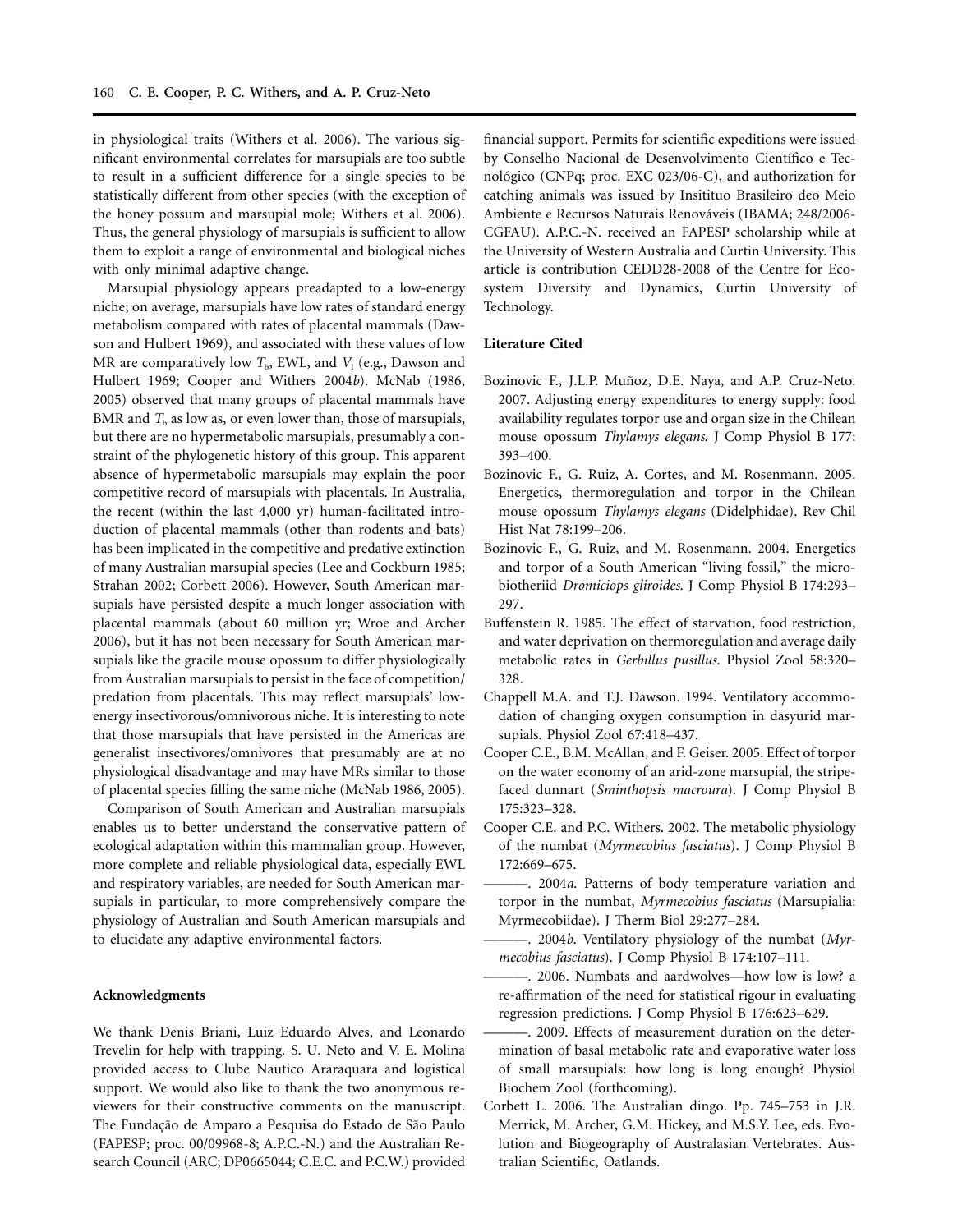in physiological traits (Withers et al. 2006). The various significant environmental correlates for marsupials are too subtle to result in a sufficient difference for a single species to be statistically different from other species (with the exception of the honey possum and marsupial mole; Withers et al. 2006). Thus, the general physiology of marsupials is sufficient to allow them to exploit a range of environmental and biological niches with only minimal adaptive change.

Marsupial physiology appears preadapted to a low-energy niche; on average, marsupials have low rates of standard energy metabolism compared with rates of placental mammals (Dawson and Hulbert 1969), and associated with these values of low MR are comparatively low $T_b$, EWL, and $V_I$ (e.g., Dawson and Hulbert 1969; Cooper and Withers 2004*b*). McNab (1986, 2005) observed that many groups of placental mammals have BMR and $T_b$ as low as, or even lower than, those of marsupials, but there are no hypermetabolic marsupials, presumably a constraint of the phylogenetic history of this group. This apparent absence of hypermetabolic marsupials may explain the poor competitive record of marsupials with placentals. In Australia, the recent (within the last 4,000 yr) human-facilitated introduction of placental mammals (other than rodents and bats) has been implicated in the competitive and predative extinction of many Australian marsupial species (Lee and Cockburn 1985; Strahan 2002; Corbett 2006). However, South American marsupials have persisted despite a much longer association with placental mammals (about 60 million yr; Wroe and Archer 2006), but it has not been necessary for South American marsupials like the gracile mouse opossum to differ physiologically from Australian marsupials to persist in the face of competition/predation from placentals. This may reflect marsupials' low-energy insectivorous/omnivorous niche. It is interesting to note that those marsupials that have persisted in the Americas are generalist insectivores/omnivores that presumably are at no physiological disadvantage and may have MRs similar to those of placental species filling the same niche (McNab 1986, 2005).

Comparison of South American and Australian marsupials enables us to better understand the conservative pattern of ecological adaptation within this mammalian group. However, more complete and reliable physiological data, especially EWL and respiratory variables, are needed for South American marsupials in particular, to more comprehensively compare the physiology of Australian and South American marsupials and to elucidate any adaptive environmental factors.

## Acknowledgments

We thank Denis Briani, Luiz Eduardo Alves, and Leonardo Trevelin for help with trapping. S. U. Neto and V. E. Molina provided access to Clube Nautico Araraquara and logistical support. We would also like to thank the two anonymous reviewers for their constructive comments on the manuscript. The Fundação de Amparo a Pesquisa do Estado de São Paulo (FAPESP; proc. 00/09968-8; A.P.C.-N.) and the Australian Research Council (ARC; DP0665044; C.E.C. and P.C.W.) provided financial support. Permits for scientific expeditions were issued by Conselho Nacional de Desenvolvimento Científico e Tecnológico (CNPq; proc. EXC 023/06-C), and authorization for catching animals was issued by Insitituo Brasileiro deo Meio Ambiente e Recursos Naturais Renováveis (IBAMA; 248/2006-CGFAU). A.P.C.-N. received an FAPESP scholarship while at the University of Western Australia and Curtin University. This article is contribution CEDD28-2008 of the Centre for Ecosystem Diversity and Dynamics, Curtin University of Technology.

## Literature Cited

Bozinovic F., J.L.P. Muñoz, D.E. Naya, and A.P. Cruz-Neto. 2007. Adjusting energy expenditures to energy supply: food availability regulates torpor use and organ size in the Chilean mouse opossum *Thylamys elegans*. J Comp Physiol B 177: 393–400.

Bozinovic F., G. Ruiz, A. Cortes, and M. Rosenmann. 2005. Energetics, thermoregulation and torpor in the Chilean mouse opossum *Thylamys elegans* (Didelphidae). Rev Chil Hist Nat 78:199–206.

Bozinovic F., G. Ruiz, and M. Rosenmann. 2004. Energetics and torpor of a South American "living fossil," the microbiotheriid *Dromiciops gliroides*. J Comp Physiol B 174:293–297.

Buffenstein R. 1985. The effect of starvation, food restriction, and water deprivation on thermoregulation and average daily metabolic rates in *Gerbillus pusillus*. Physiol Zool 58:320–328.

Chappell M.A. and T.J. Dawson. 1994. Ventilatory accommodation of changing oxygen consumption in dasyurid marsupials. Physiol Zool 67:418–437.

Cooper C.E., B.M. McAllan, and F. Geiser. 2005. Effect of torpor on the water economy of an arid-zone marsupial, the stripe-faced dunnart (*Sminthopsis macroura*). J Comp Physiol B 175:323–328.

Cooper C.E. and P.C. Withers. 2002. The metabolic physiology of the numbat (*Myrmecobius fasciatus*). J Comp Physiol B 172:669–675.

———. 2004*a*. Patterns of body temperature variation and torpor in the numbat, *Myrmecobius fasciatus* (Marsupialia: Myrmecobiidae). J Therm Biol 29:277–284.

———. 2004*b*. Ventilatory physiology of the numbat (*Myrmecobius fasciatus*). J Comp Physiol B 174:107–111.

———. 2006. Numbats and aardwolves—how low is low? a re-affirmation of the need for statistical rigour in evaluating regression predictions. J Comp Physiol B 176:623–629.

———. 2009. Effects of measurement duration on the determination of basal metabolic rate and evaporative water loss of small marsupials: how long is long enough? Physiol Biochem Zool (forthcoming).

Corbett L. 2006. The Australian dingo. Pp. 745–753 in J.R. Merrick, M. Archer, G.M. Hickey, and M.S.Y. Lee, eds. Evolution and Biogeography of Australasian Vertebrates. Australian Scientific, Oatlands.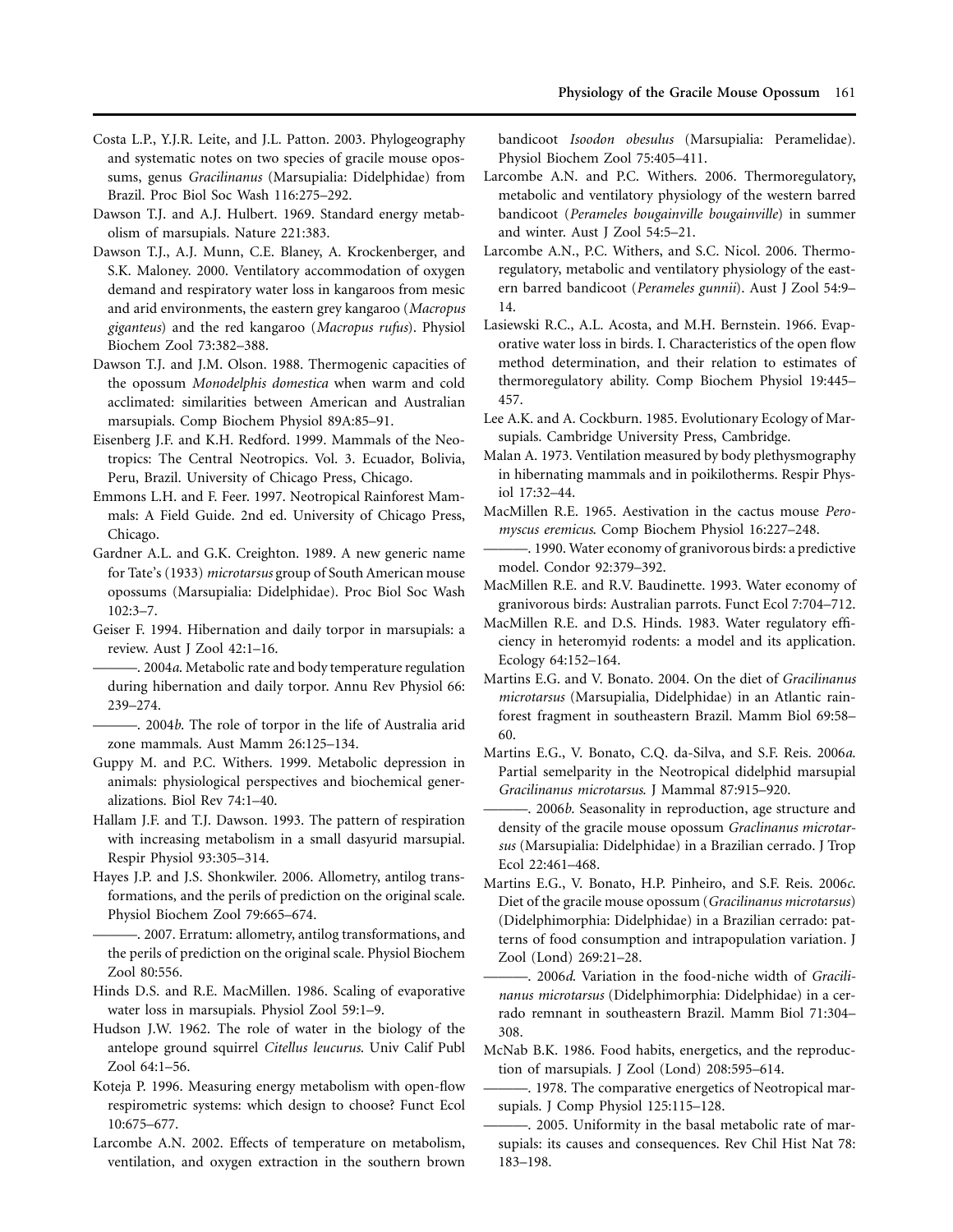Costa L.P., Y.J.R. Leite, and J.L. Patton. 2003. Phylogeography and systematic notes on two species of gracile mouse opossums, genus *Gracilinanus* (Marsupialia: Didelphidae) from Brazil. Proc Biol Soc Wash 116:275–292.

Dawson T.J. and A.J. Hulbert. 1969. Standard energy metabolism of marsupials. Nature 221:383.

Dawson T.J., A.J. Munn, C.E. Blaney, A. Krockenberger, and S.K. Maloney. 2000. Ventilatory accommodation of oxygen demand and respiratory water loss in kangaroos from mesic and arid environments, the eastern grey kangaroo (*Macropus giganteus*) and the red kangaroo (*Macropus rufus*). Physiol Biochem Zool 73:382–388.

Dawson T.J. and J.M. Olson. 1988. Thermogenic capacities of the opossum *Monodelphis domestica* when warm and cold acclimated: similarities between American and Australian marsupials. Comp Biochem Physiol 89A:85–91.

Eisenberg J.F. and K.H. Redford. 1999. Mammals of the Neotropics: The Central Neotropics. Vol. 3. Ecuador, Bolivia, Peru, Brazil. University of Chicago Press, Chicago.

Emmons L.H. and F. Feer. 1997. Neotropical Rainforest Mammals: A Field Guide. 2nd ed. University of Chicago Press, Chicago.

Gardner A.L. and G.K. Creighton. 1989. A new generic name for Tate's (1933) *microtarsus* group of South American mouse opossums (Marsupialia: Didelphidae). Proc Biol Soc Wash 102:3–7.

Geiser F. 1994. Hibernation and daily torpor in marsupials: a review. Aust J Zool 42:1–16.

———. 2004*a*. Metabolic rate and body temperature regulation during hibernation and daily torpor. Annu Rev Physiol 66: 239–274.

———. 2004*b*. The role of torpor in the life of Australia arid zone mammals. Aust Mamm 26:125–134.

Guppy M. and P.C. Withers. 1999. Metabolic depression in animals: physiological perspectives and biochemical generalizations. Biol Rev 74:1–40.

Hallam J.F. and T.J. Dawson. 1993. The pattern of respiration with increasing metabolism in a small dasyurid marsupial. Respir Physiol 93:305–314.

Hayes J.P. and J.S. Shonkwiler. 2006. Allometry, antilog transformations, and the perils of prediction on the original scale. Physiol Biochem Zool 79:665–674.

———. 2007. Erratum: allometry, antilog transformations, and the perils of prediction on the original scale. Physiol Biochem Zool 80:556.

Hinds D.S. and R.E. MacMillen. 1986. Scaling of evaporative water loss in marsupials. Physiol Zool 59:1–9.

Hudson J.W. 1962. The role of water in the biology of the antelope ground squirrel *Citellus leucurus*. Univ Calif Publ Zool 64:1–56.

Koteja P. 1996. Measuring energy metabolism with open-flow respirometric systems: which design to choose? Funct Ecol 10:675–677.

Larcombe A.N. 2002. Effects of temperature on metabolism, ventilation, and oxygen extraction in the southern brown bandicoot *Isoodon obesulus* (Marsupialia: Peramelidae). Physiol Biochem Zool 75:405–411.

Larcombe A.N. and P.C. Withers. 2006. Thermoregulatory, metabolic and ventilatory physiology of the western barred bandicoot (*Perameles bougainville bougainville*) in summer and winter. Aust J Zool 54:5–21.

Larcombe A.N., P.C. Withers, and S.C. Nicol. 2006. Thermoregulatory, metabolic and ventilatory physiology of the eastern barred bandicoot (*Perameles gunnii*). Aust J Zool 54:9–14.

Lasiewski R.C., A.L. Acosta, and M.H. Bernstein. 1966. Evaporative water loss in birds. I. Characteristics of the open flow method determination, and their relation to estimates of thermoregulatory ability. Comp Biochem Physiol 19:445–457.

Lee A.K. and A. Cockburn. 1985. Evolutionary Ecology of Marsupials. Cambridge University Press, Cambridge.

Malan A. 1973. Ventilation measured by body plethysmography in hibernating mammals and in poikilotherms. Respir Physiol 17:32–44.

MacMillen R.E. 1965. Aestivation in the cactus mouse *Peromyscus eremicus*. Comp Biochem Physiol 16:227–248.

———. 1990. Water economy of granivorous birds: a predictive model. Condor 92:379–392.

MacMillen R.E. and R.V. Baudinette. 1993. Water economy of granivorous birds: Australian parrots. Funct Ecol 7:704–712.

MacMillen R.E. and D.S. Hinds. 1983. Water regulatory efficiency in heteromyid rodents: a model and its application. Ecology 64:152–164.

Martins E.G. and V. Bonato. 2004. On the diet of *Gracilinanus microtarsus* (Marsupialia, Didelphidae) in an Atlantic rainforest fragment in southeastern Brazil. Mamm Biol 69:58–60.

Martins E.G., V. Bonato, C.Q. da-Silva, and S.F. Reis. 2006*a*. Partial semelparity in the Neotropical didelphid marsupial *Gracilinanus microtarsus*. J Mammal 87:915–920.

———. 2006*b*. Seasonality in reproduction, age structure and density of the gracile mouse opossum *Graclinanus microtarsus* (Marsupialia: Didelphidae) in a Brazilian cerrado. J Trop Ecol 22:461–468.

Martins E.G., V. Bonato, H.P. Pinheiro, and S.F. Reis. 2006*c*. Diet of the gracile mouse opossum (*Gracilinanus microtarsus*) (Didelphimorphia: Didelphidae) in a Brazilian cerrado: patterns of food consumption and intrapopulation variation. J Zool (Lond) 269:21–28.

———. 2006*d*. Variation in the food-niche width of *Gracilinanus microtarsus* (Didelphimorphia: Didelphidae) in a cerrado remnant in southeastern Brazil. Mamm Biol 71:304–308.

McNab B.K. 1986. Food habits, energetics, and the reproduction of marsupials. J Zool (Lond) 208:595–614.

———. 1978. The comparative energetics of Neotropical marsupials. J Comp Physiol 125:115–128.

———. 2005. Uniformity in the basal metabolic rate of marsupials: its causes and consequences. Rev Chil Hist Nat 78: 183–198.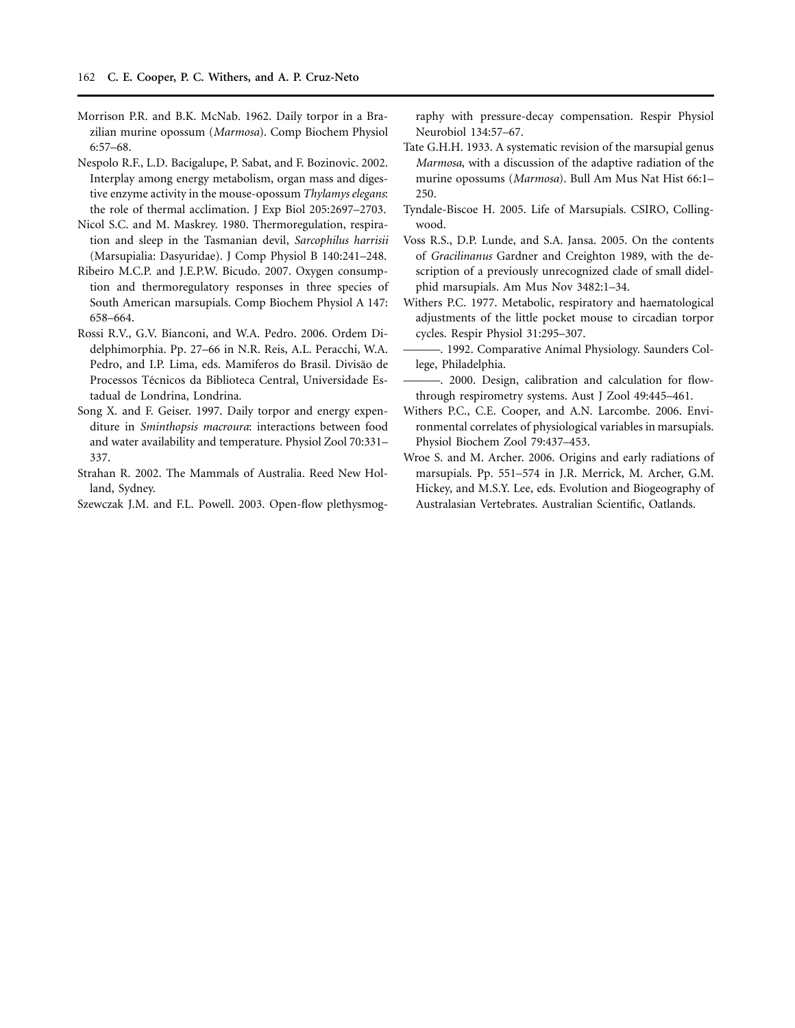Morrison P.R. and B.K. McNab. 1962. Daily torpor in a Brazilian murine opossum (*Marmosa*). Comp Biochem Physiol 6:57–68.

Nespolo R.F., L.D. Bacigalupe, P. Sabat, and F. Bozinovic. 2002. Interplay among energy metabolism, organ mass and digestive enzyme activity in the mouse-opossum *Thylamys elegans*: the role of thermal acclimation. J Exp Biol 205:2697–2703.

Nicol S.C. and M. Maskrey. 1980. Thermoregulation, respiration and sleep in the Tasmanian devil, *Sarcophilus harrisii* (Marsupialia: Dasyuridae). J Comp Physiol B 140:241–248.

Ribeiro M.C.P. and J.E.P.W. Bicudo. 2007. Oxygen consumption and thermoregulatory responses in three species of South American marsupials. Comp Biochem Physiol A 147: 658–664.

Rossi R.V., G.V. Bianconi, and W.A. Pedro. 2006. Ordem Didelphimorphia. Pp. 27–66 in N.R. Reis, A.L. Peracchi, W.A. Pedro, and I.P. Lima, eds. Mamiferos do Brasil. Divisão de Processos Técnicos da Biblioteca Central, Universidade Estadual de Londrina, Londrina.

Song X. and F. Geiser. 1997. Daily torpor and energy expenditure in *Sminthopsis macroura*: interactions between food and water availability and temperature. Physiol Zool 70:331–337.

Strahan R. 2002. The Mammals of Australia. Reed New Holland, Sydney.

Szewczak J.M. and F.L. Powell. 2003. Open-flow plethysmography with pressure-decay compensation. Respir Physiol Neurobiol 134:57–67.

Tate G.H.H. 1933. A systematic revision of the marsupial genus *Marmosa*, with a discussion of the adaptive radiation of the murine opossums (*Marmosa*). Bull Am Mus Nat Hist 66:1–250.

Tyndale-Biscoe H. 2005. Life of Marsupials. CSIRO, Collingwood.

Voss R.S., D.P. Lunde, and S.A. Jansa. 2005. On the contents of *Gracilinanus* Gardner and Creighton 1989, with the description of a previously unrecognized clade of small didelphid marsupials. Am Mus Nov 3482:1–34.

Withers P.C. 1977. Metabolic, respiratory and haematological adjustments of the little pocket mouse to circadian torpor cycles. Respir Physiol 31:295–307.

———. 1992. Comparative Animal Physiology. Saunders College, Philadelphia.

———. 2000. Design, calibration and calculation for flow-through respirometry systems. Aust J Zool 49:445–461.

Withers P.C., C.E. Cooper, and A.N. Larcombe. 2006. Environmental correlates of physiological variables in marsupials. Physiol Biochem Zool 79:437–453.

Wroe S. and M. Archer. 2006. Origins and early radiations of marsupials. Pp. 551–574 in J.R. Merrick, M. Archer, G.M. Hickey, and M.S.Y. Lee, eds. Evolution and Biogeography of Australasian Vertebrates. Australian Scientific, Oatlands.